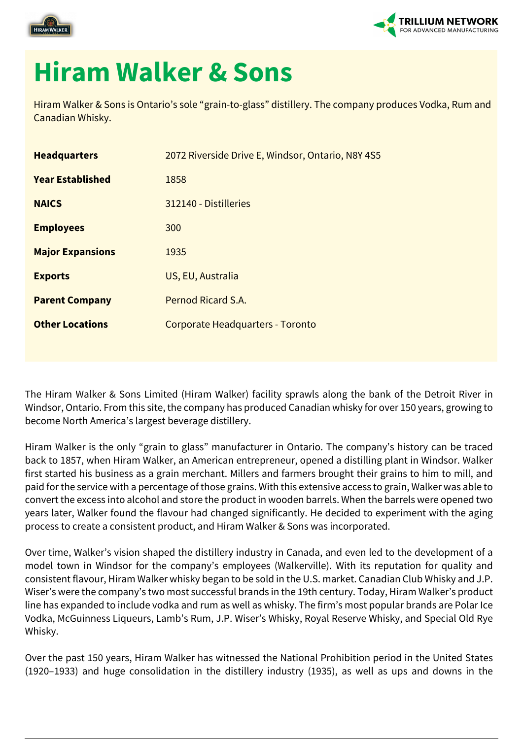# Hiram Walker & Sons

Hiram Walker & Sons is Ontario's sole "grain-to-glass" distillery. The company produces Vodka, Rum and Canadian Whisky.

| | |
|---|---|
| **Headquarters** | 2072 Riverside Drive E, Windsor, Ontario, N8Y 4S5 |
| **Year Established** | 1858 |
| **NAICS** | 312140 - Distilleries |
| **Employees** | 300 |
| **Major Expansions** | 1935 |
| **Exports** | US, EU, Australia |
| **Parent Company** | Pernod Ricard S.A. |
| **Other Locations** | Corporate Headquarters - Toronto |

The Hiram Walker & Sons Limited (Hiram Walker) facility sprawls along the bank of the Detroit River in Windsor, Ontario. From this site, the company has produced Canadian whisky for over 150 years, growing to become North America's largest beverage distillery.

Hiram Walker is the only "grain to glass" manufacturer in Ontario. The company's history can be traced back to 1857, when Hiram Walker, an American entrepreneur, opened a distilling plant in Windsor. Walker first started his business as a grain merchant. Millers and farmers brought their grains to him to mill, and paid for the service with a percentage of those grains. With this extensive access to grain, Walker was able to convert the excess into alcohol and store the product in wooden barrels. When the barrels were opened two years later, Walker found the flavour had changed significantly. He decided to experiment with the aging process to create a consistent product, and Hiram Walker & Sons was incorporated.

Over time, Walker's vision shaped the distillery industry in Canada, and even led to the development of a model town in Windsor for the company's employees (Walkerville). With its reputation for quality and consistent flavour, Hiram Walker whisky began to be sold in the U.S. market. Canadian Club Whisky and J.P. Wiser's were the company's two most successful brands in the 19th century. Today, Hiram Walker's product line has expanded to include vodka and rum as well as whisky. The firm's most popular brands are Polar Ice Vodka, McGuinness Liqueurs, Lamb's Rum, J.P. Wiser's Whisky, Royal Reserve Whisky, and Special Old Rye Whisky.

Over the past 150 years, Hiram Walker has witnessed the National Prohibition period in the United States (1920–1933) and huge consolidation in the distillery industry (1935), as well as ups and downs in the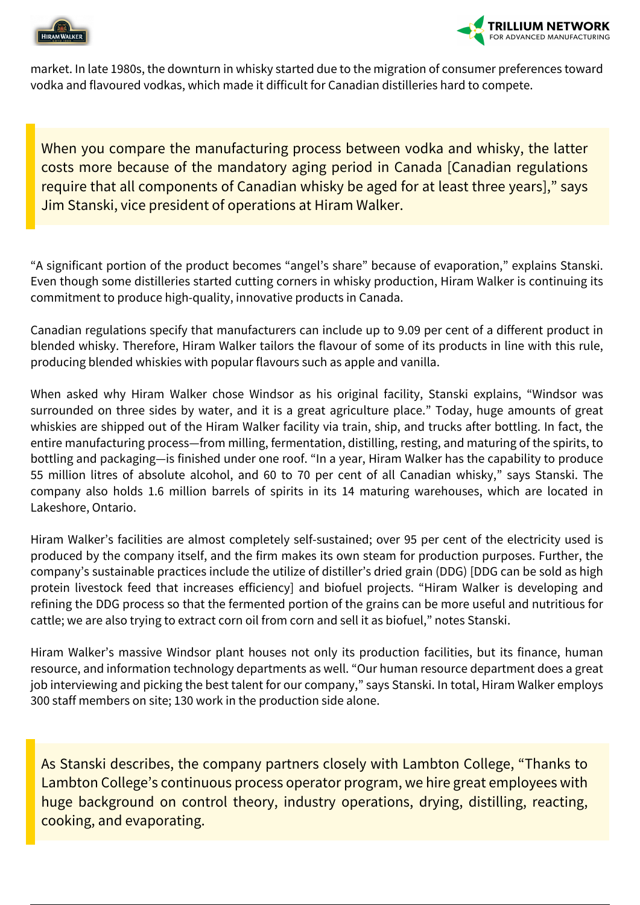market. In late 1980s, the downturn in whisky started due to the migration of consumer preferences toward vodka and flavoured vodkas, which made it difficult for Canadian distilleries hard to compete.

> When you compare the manufacturing process between vodka and whisky, the latter costs more because of the mandatory aging period in Canada [Canadian regulations require that all components of Canadian whisky be aged for at least three years]," says Jim Stanski, vice president of operations at Hiram Walker.

"A significant portion of the product becomes "angel's share" because of evaporation," explains Stanski. Even though some distilleries started cutting corners in whisky production, Hiram Walker is continuing its commitment to produce high-quality, innovative products in Canada.

Canadian regulations specify that manufacturers can include up to 9.09 per cent of a different product in blended whisky. Therefore, Hiram Walker tailors the flavour of some of its products in line with this rule, producing blended whiskies with popular flavours such as apple and vanilla.

When asked why Hiram Walker chose Windsor as his original facility, Stanski explains, "Windsor was surrounded on three sides by water, and it is a great agriculture place." Today, huge amounts of great whiskies are shipped out of the Hiram Walker facility via train, ship, and trucks after bottling. In fact, the entire manufacturing process—from milling, fermentation, distilling, resting, and maturing of the spirits, to bottling and packaging—is finished under one roof. "In a year, Hiram Walker has the capability to produce 55 million litres of absolute alcohol, and 60 to 70 per cent of all Canadian whisky," says Stanski. The company also holds 1.6 million barrels of spirits in its 14 maturing warehouses, which are located in Lakeshore, Ontario.

Hiram Walker's facilities are almost completely self-sustained; over 95 per cent of the electricity used is produced by the company itself, and the firm makes its own steam for production purposes. Further, the company's sustainable practices include the utilize of distiller's dried grain (DDG) [DDG can be sold as high protein livestock feed that increases efficiency] and biofuel projects. "Hiram Walker is developing and refining the DDG process so that the fermented portion of the grains can be more useful and nutritious for cattle; we are also trying to extract corn oil from corn and sell it as biofuel," notes Stanski.

Hiram Walker's massive Windsor plant houses not only its production facilities, but its finance, human resource, and information technology departments as well. "Our human resource department does a great job interviewing and picking the best talent for our company," says Stanski. In total, Hiram Walker employs 300 staff members on site; 130 work in the production side alone.

> As Stanski describes, the company partners closely with Lambton College, "Thanks to Lambton College's continuous process operator program, we hire great employees with huge background on control theory, industry operations, drying, distilling, reacting, cooking, and evaporating.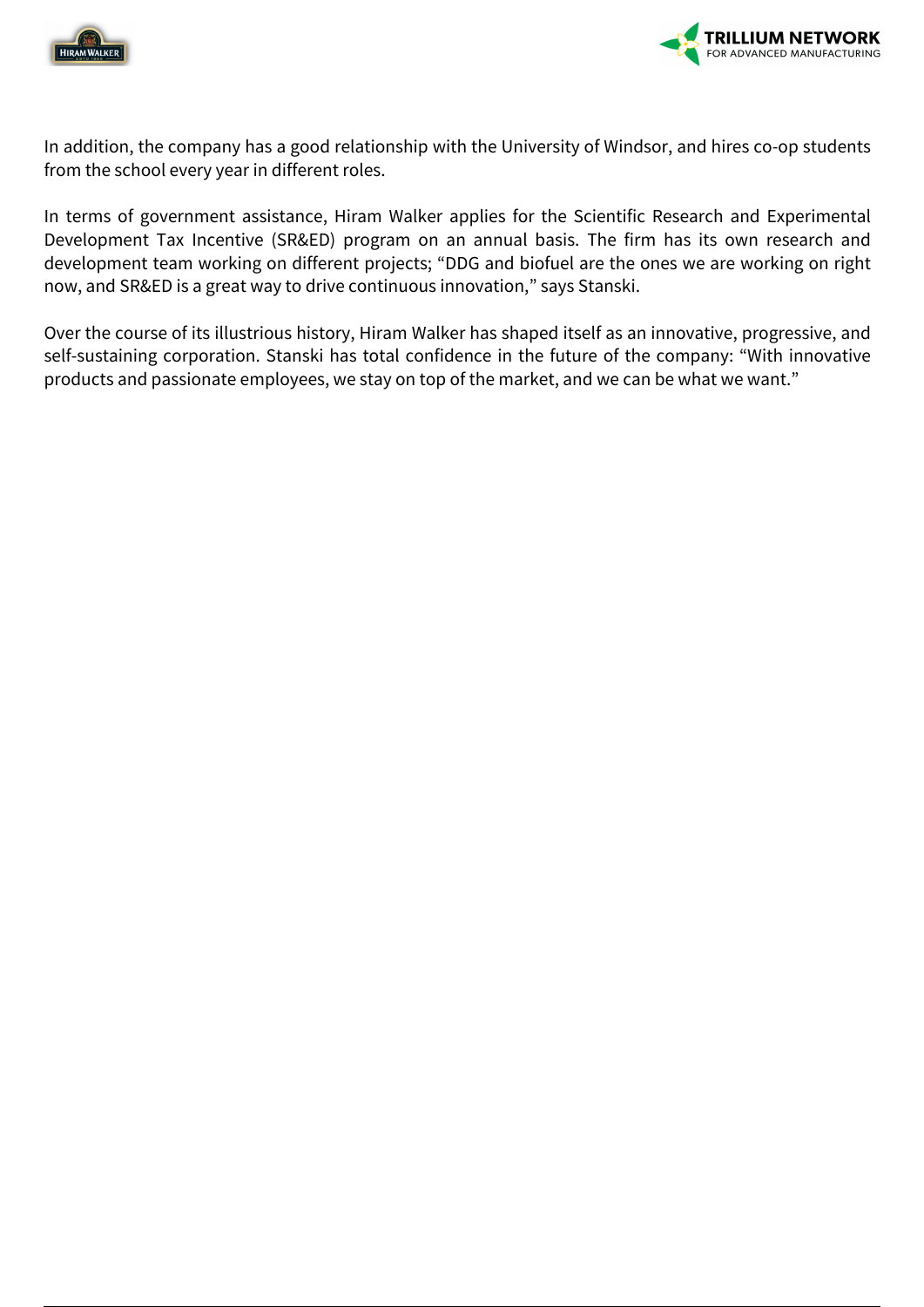In addition, the company has a good relationship with the University of Windsor, and hires co-op students from the school every year in different roles.

In terms of government assistance, Hiram Walker applies for the Scientific Research and Experimental Development Tax Incentive (SR&ED) program on an annual basis. The firm has its own research and development team working on different projects; “DDG and biofuel are the ones we are working on right now, and SR&ED is a great way to drive continuous innovation,” says Stanski.

Over the course of its illustrious history, Hiram Walker has shaped itself as an innovative, progressive, and self-sustaining corporation. Stanski has total confidence in the future of the company: “With innovative products and passionate employees, we stay on top of the market, and we can be what we want.”